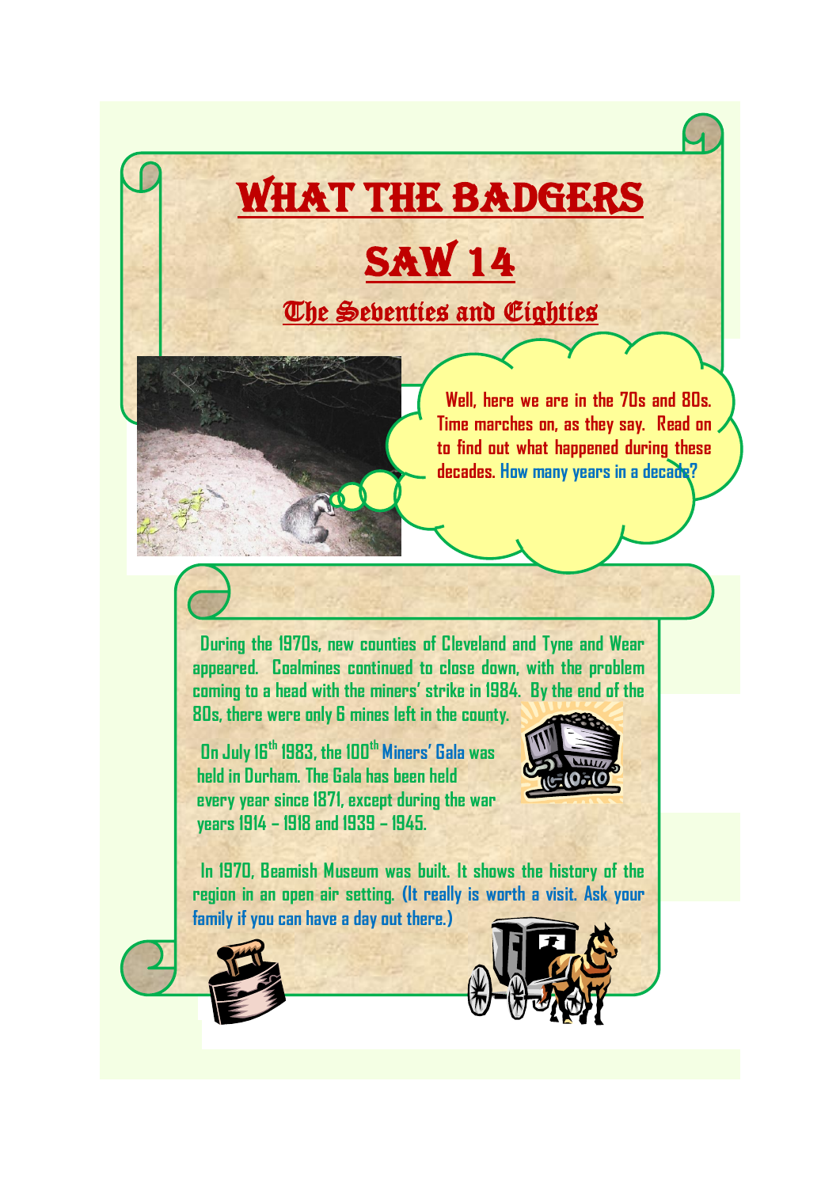# WHAT THE BADGERS SAW 14

## The Seventies and Eighties

Well, here we are in the 70s and 80s. Time marches on, as they say. Read on to find out what happened during these decades. How many years in a decade?

During the 1970s, new counties of Cleveland and Tyne and Wear appeared. Coalmines continued to close down, with the problem coming to a head with the miners' strike in 1984. By the end of the 80s, there were only 6 mines left in the county.

On July 16th 1983, the 100th Miners' Gala was held in Durham. The Gala has been held every year since 1871, except during the war years 1914 – 1918 and 1939 – 1945.

In 1970, Beamish Museum was built. It shows the history of the region in an open air setting. (It really is worth a visit. Ask your family if you can have a day out there.)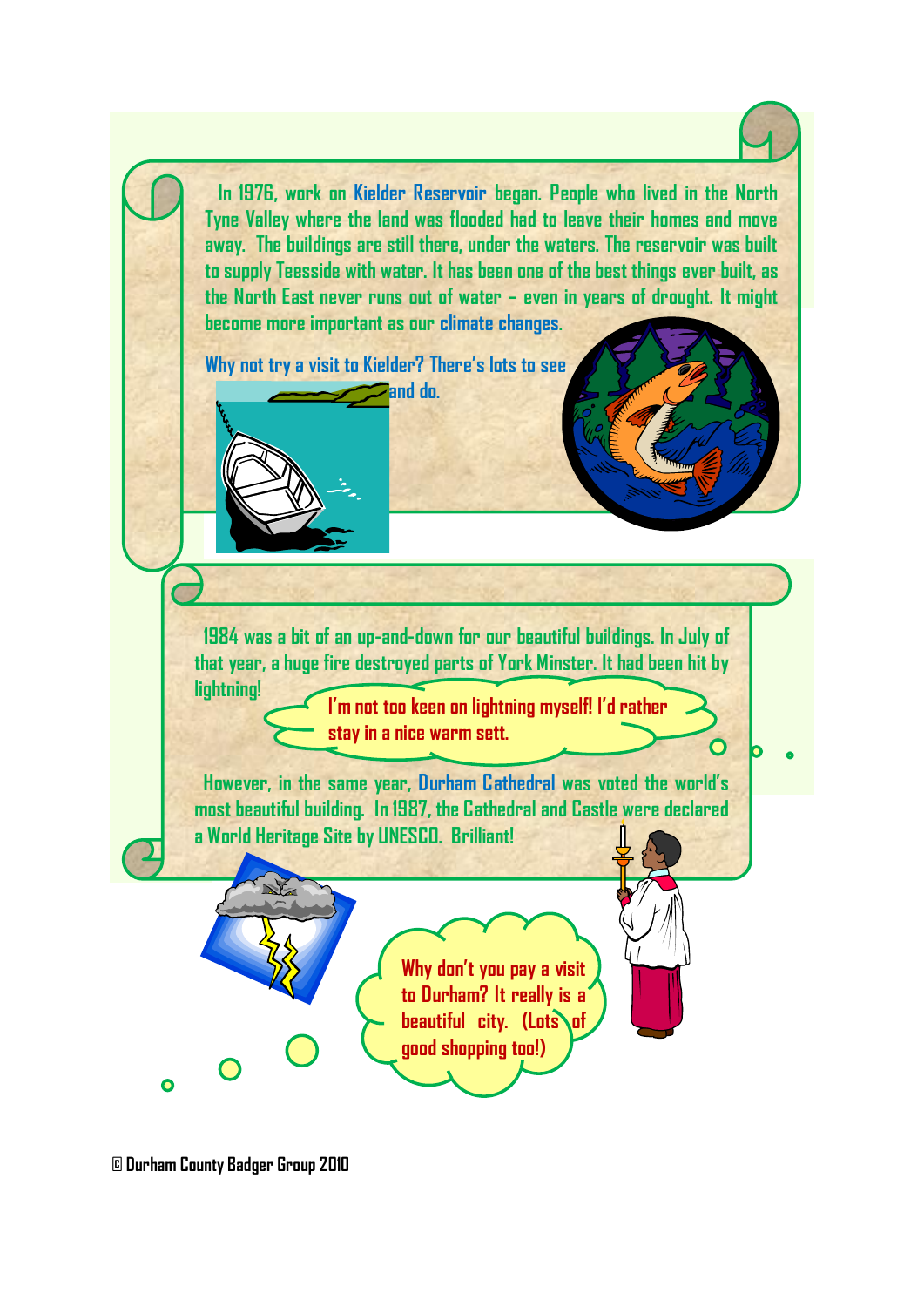In 1976, work on **Kielder Reservoir** began. People who lived in the North Tyne Valley where the land was flooded had to leave their homes and move away. The buildings are still there, under the waters. The reservoir was built to supply Teesside with water. It has been one of the best things ever built, as the North East never runs out of water – even in years of drought. It might become more important as our climate changes.

Why not try a visit to Kielder? There's lots to see and do.

1984 was a bit of an up-and-down for our beautiful buildings. In July of that year, a huge fire destroyed parts of York Minster. It had been hit by lightning!

I'm not too keen on lightning myself! I'd rather stay in a nice warm sett.

However, in the same year, **Durham Cathedral** was voted the world's most beautiful building. In 1987, the Cathedral and Castle were declared a World Heritage Site by UNESCO. Brilliant!

Why don't you pay a visit to Durham? It really is a beautiful city. (Lots of good shopping too!)

© Durham County Badger Group 2010